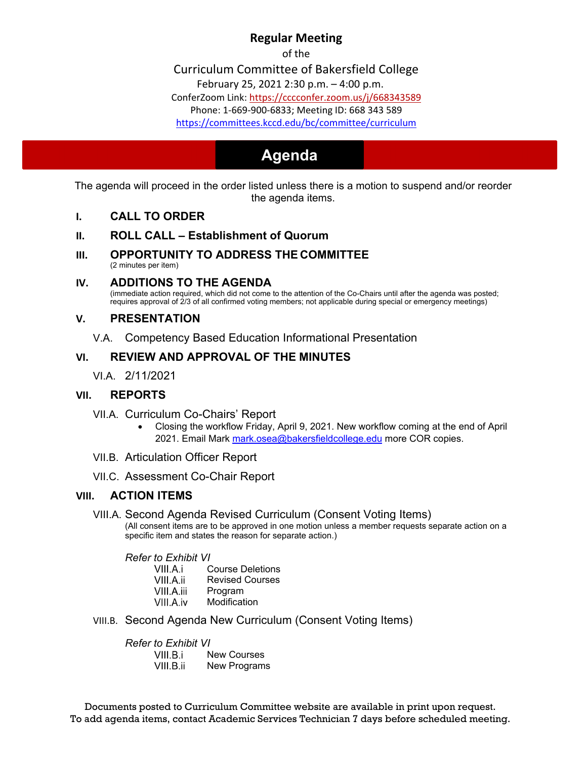# Regular Meeting

of the

Curriculum Committee of Bakersfield College

February 25, 2021 2:30 p.m. – 4:00 p.m.

ConferZoom Link: https://cccconfer.zoom.us/j/668343589

Phone: 1-669-900-6833; Meeting ID: 668 343 589

https://committees.kccd.edu/bc/committee/curriculum

## Agenda

The agenda will proceed in the order listed unless there is a motion to suspend and/or reorder the agenda items.

### I. CALL TO ORDER

### II. ROLL CALL – Establishment of Quorum

### III. OPPORTUNITY TO ADDRESS THE COMMITTEE

(2 minutes per item)

### IV. ADDITIONS TO THE AGENDA

(immediate action required, which did not come to the attention of the Co-Chairs until after the agenda was posted; requires approval of 2/3 of all confirmed voting members; not applicable during special or emergency meetings)

### V. PRESENTATION

V.A. Competency Based Education Informational Presentation

### VI. REVIEW AND APPROVAL OF THE MINUTES

VI.A. 2/11/2021

### VII. REPORTS

VII.A. Curriculum Co-Chairs' Report

- Closing the workflow Friday, April 9, 2021. New workflow coming at the end of April 2021. Email Mark mark.osea@bakersfieldcollege.edu more COR copies.

VII.B. Articulation Officer Report

VII.C. Assessment Co-Chair Report

### VIII. ACTION ITEMS

VIII.A. Second Agenda Revised Curriculum (Consent Voting Items)

(All consent items are to be approved in one motion unless a member requests separate action on a specific item and states the reason for separate action.)

*Refer to Exhibit VI*

- VIII.A.i Course Deletions
- VIII.A.ii Revised Courses
- VIII.A.iii Program
- VIII.A.iv Modification

VIII.B. Second Agenda New Curriculum (Consent Voting Items)

*Refer to Exhibit VI*

- VIII.B.i New Courses
- VIII.B.ii New Programs

Documents posted to Curriculum Committee website are available in print upon request.
To add agenda items, contact Academic Services Technician 7 days before scheduled meeting.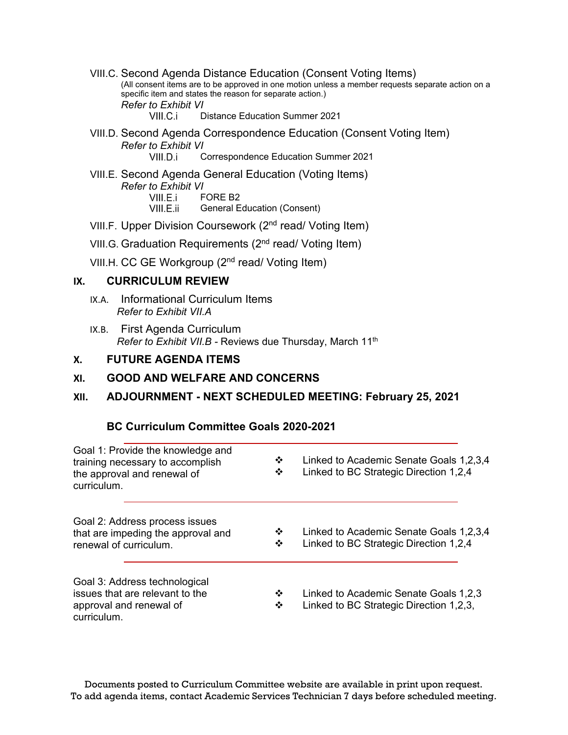VIII.C. Second Agenda Distance Education (Consent Voting Items)
(All consent items are to be approved in one motion unless a member requests separate action on a specific item and states the reason for separate action.)
*Refer to Exhibit VI*
VIII.C.i Distance Education Summer 2021

VIII.D. Second Agenda Correspondence Education (Consent Voting Item)
*Refer to Exhibit VI*
VIII.D.i Correspondence Education Summer 2021

VIII.E. Second Agenda General Education (Voting Items)
*Refer to Exhibit VI*
VIII.E.i FORE B2
VIII.E.ii General Education (Consent)

VIII.F. Upper Division Coursework (2nd read/ Voting Item)

VIII.G. Graduation Requirements (2nd read/ Voting Item)

VIII.H. CC GE Workgroup (2nd read/ Voting Item)

## IX. CURRICULUM REVIEW

IX.A. Informational Curriculum Items
*Refer to Exhibit VII.A*

IX.B. First Agenda Curriculum
*Refer to Exhibit VII.B* - Reviews due Thursday, March 11th

## X. FUTURE AGENDA ITEMS

## XI. GOOD AND WELFARE AND CONCERNS

## XII. ADJOURNMENT - NEXT SCHEDULED MEETING: February 25, 2021

### BC Curriculum Committee Goals 2020-2021

| | |
|---|---|
| Goal 1: Provide the knowledge and training necessary to accomplish the approval and renewal of curriculum. | ❖ Linked to Academic Senate Goals 1,2,3,4<br>❖ Linked to BC Strategic Direction 1,2,4 |
| Goal 2: Address process issues that are impeding the approval and renewal of curriculum. | ❖ Linked to Academic Senate Goals 1,2,3,4<br>❖ Linked to BC Strategic Direction 1,2,4 |
| Goal 3: Address technological issues that are relevant to the approval and renewal of curriculum. | ❖ Linked to Academic Senate Goals 1,2,3<br>❖ Linked to BC Strategic Direction 1,2,3, |

Documents posted to Curriculum Committee website are available in print upon request.
To add agenda items, contact Academic Services Technician 7 days before scheduled meeting.